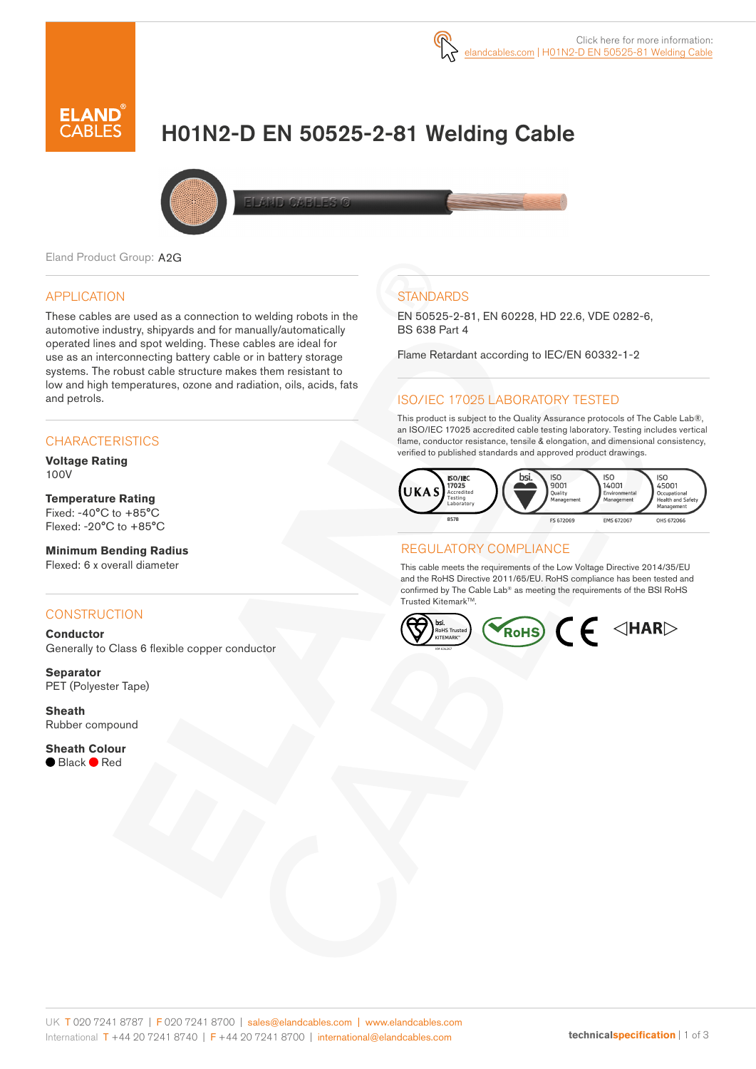Click here for more information:
elandcables.com | H01N2-D EN 50525-81 Welding Cable

# H01N2-D EN 50525-2-81 Welding Cable

Eland Product Group: A2G

## APPLICATION

These cables are used as a connection to welding robots in the automotive industry, shipyards and for manually/automatically operated lines and spot welding. These cables are ideal for use as an interconnecting battery cable or in battery storage systems. The robust cable structure makes them resistant to low and high temperatures, ozone and radiation, oils, acids, fats and petrols.

## CHARACTERISTICS

**Voltage Rating**
100V

**Temperature Rating**
Fixed: -40°C to +85°C
Flexed: -20°C to +85°C

**Minimum Bending Radius**
Flexed: 6 x overall diameter

## CONSTRUCTION

**Conductor**
Generally to Class 6 flexible copper conductor

**Separator**
PET (Polyester Tape)

**Sheath**
Rubber compound

**Sheath Colour**
● Black ● Red

## STANDARDS

EN 50525-2-81, EN 60228, HD 22.6, VDE 0282-6, BS 638 Part 4

Flame Retardant according to IEC/EN 60332-1-2

## ISO/IEC 17025 LABORATORY TESTED

This product is subject to the Quality Assurance protocols of The Cable Lab®, an ISO/IEC 17025 accredited cable testing laboratory. Testing includes vertical flame, conductor resistance, tensile & elongation, and dimensional consistency, verified to published standards and approved product drawings.

UKAS ISO/IEC 17025 Accredited Testing Laboratory 8578 | bsi. ISO 9001 Quality Management FS 672069 | ISO 14001 Environmental Management EMS 672067 | ISO 45001 Occupational Health and Safety Management OHS 672066

## REGULATORY COMPLIANCE

This cable meets the requirements of the Low Voltage Directive 2014/35/EU and the RoHS Directive 2011/65/EU. RoHS compliance has been tested and confirmed by The Cable Lab® as meeting the requirements of the BSI RoHS Trusted Kitemark™.

bsi. RoHS Trusted KITEMARK™ | RoHS | CE | ◁HAR▷

UK T 020 7241 8787 | F 020 7241 8700 | sales@elandcables.com | www.elandcables.com
International T +44 20 7241 8740 | F +44 20 7241 8700 | international@elandcables.com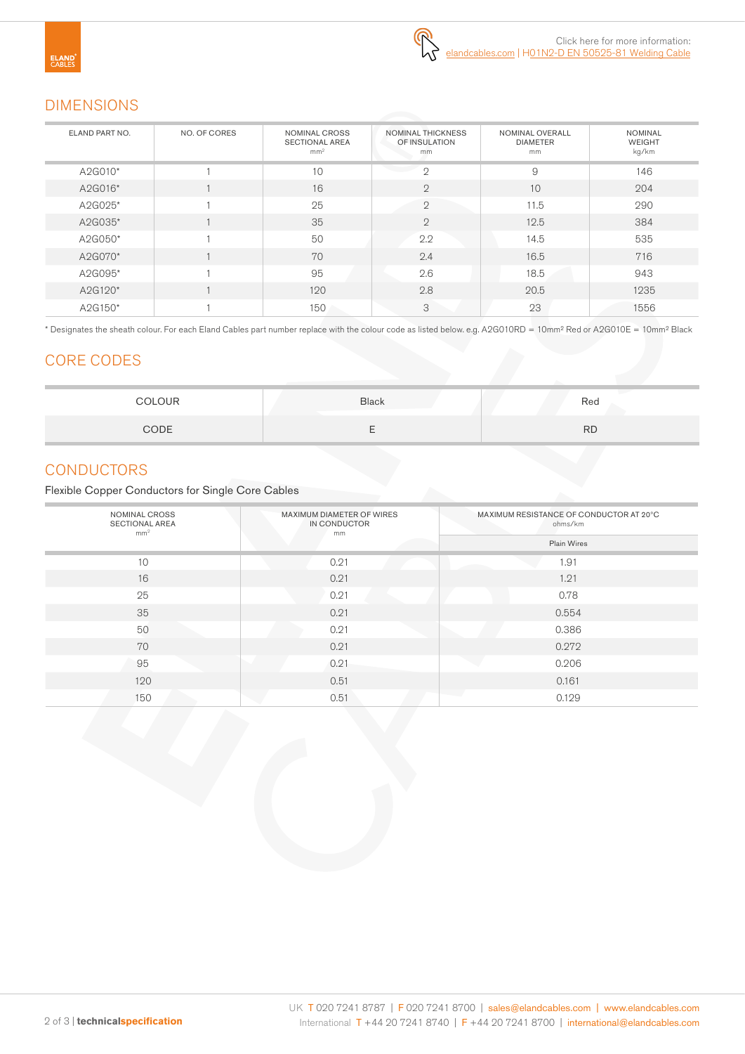Click here for more information: elandcables.com | H01N2-D EN 50525-81 Welding Cable

## DIMENSIONS

| ELAND PART NO. | NO. OF CORES | NOMINAL CROSS SECTIONAL AREA $mm^2$ | NOMINAL THICKNESS OF INSULATION mm | NOMINAL OVERALL DIAMETER mm | NOMINAL WEIGHT kg/km |
|---|---|---|---|---|---|
| A2G010* | 1 | 10 | 2 | 9 | 146 |
| A2G016* | 1 | 16 | 2 | 10 | 204 |
| A2G025* | 1 | 25 | 2 | 11.5 | 290 |
| A2G035* | 1 | 35 | 2 | 12.5 | 384 |
| A2G050* | 1 | 50 | 2.2 | 14.5 | 535 |
| A2G070* | 1 | 70 | 2.4 | 16.5 | 716 |
| A2G095* | 1 | 95 | 2.6 | 18.5 | 943 |
| A2G120* | 1 | 120 | 2.8 | 20.5 | 1235 |
| A2G150* | 1 | 150 | 3 | 23 | 1556 |

* Designates the sheath colour. For each Eland Cables part number replace with the colour code as listed below. e.g. A2G010RD = 10mm² Red or A2G010E = 10mm² Black

## CORE CODES

| COLOUR | Black | Red |
|---|---|---|
| CODE | E | RD |

## CONDUCTORS

Flexible Copper Conductors for Single Core Cables

| NOMINAL CROSS SECTIONAL AREA $mm^2$ | MAXIMUM DIAMETER OF WIRES IN CONDUCTOR mm | MAXIMUM RESISTANCE OF CONDUCTOR AT 20°C ohms/km |
|---|---|---|
| | | Plain Wires |
| 10 | 0.21 | 1.91 |
| 16 | 0.21 | 1.21 |
| 25 | 0.21 | 0.78 |
| 35 | 0.21 | 0.554 |
| 50 | 0.21 | 0.386 |
| 70 | 0.21 | 0.272 |
| 95 | 0.21 | 0.206 |
| 120 | 0.51 | 0.161 |
| 150 | 0.51 | 0.129 |

UK T 020 7241 8787 | F 020 7241 8700 | sales@elandcables.com | www.elandcables.com
International T +44 20 7241 8740 | F +44 20 7241 8700 | international@elandcables.com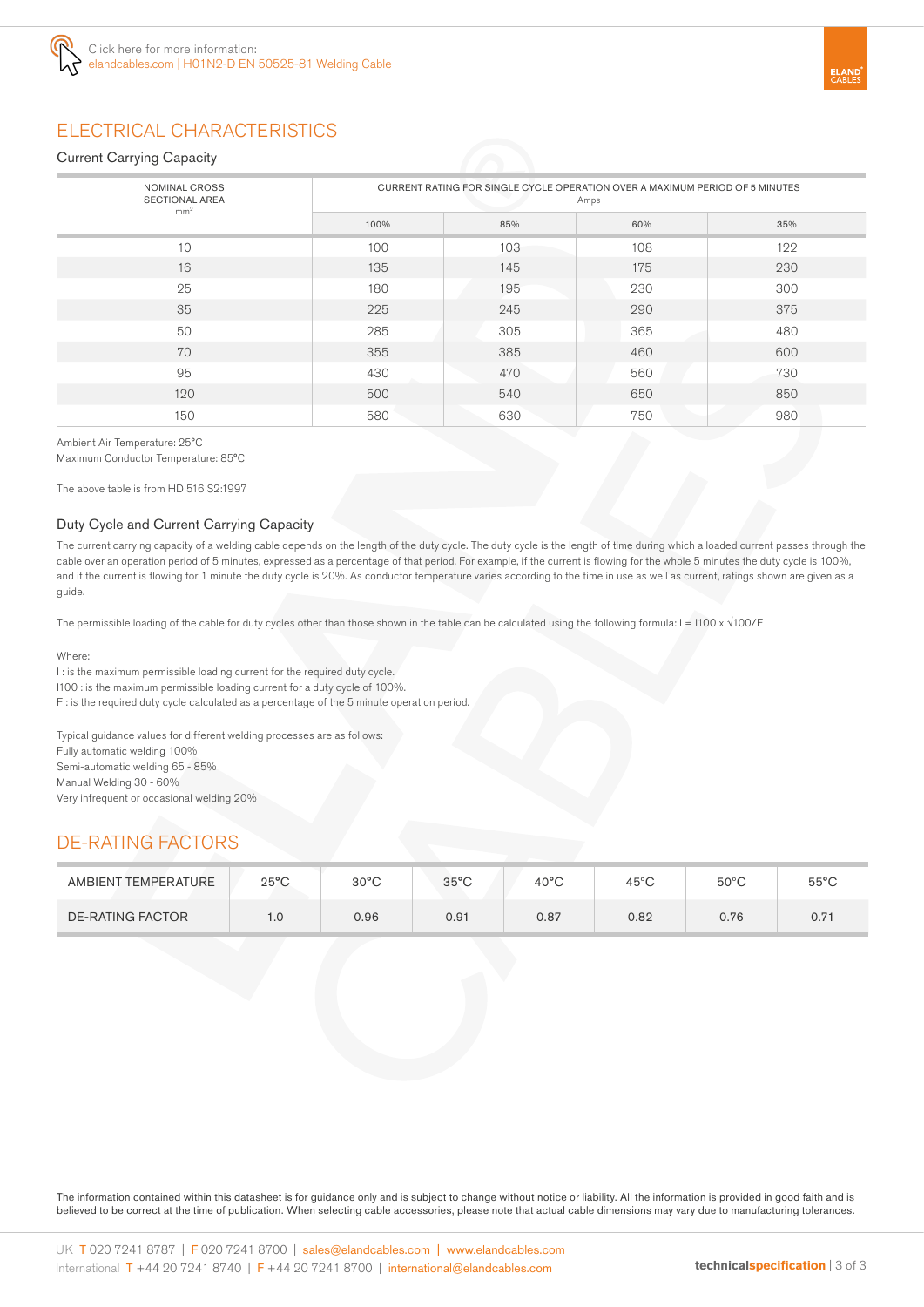Click here for more information:
elandcables.com | H01N2-D EN 50525-81 Welding Cable

## ELECTRICAL CHARACTERISTICS

### Current Carrying Capacity

| NOMINAL CROSS SECTIONAL AREA mm$^2$ | CURRENT RATING FOR SINGLE CYCLE OPERATION OVER A MAXIMUM PERIOD OF 5 MINUTES Amps | | | |
|---|---|---|---|---|
| | 100% | 85% | 60% | 35% |
| 10 | 100 | 103 | 108 | 122 |
| 16 | 135 | 145 | 175 | 230 |
| 25 | 180 | 195 | 230 | 300 |
| 35 | 225 | 245 | 290 | 375 |
| 50 | 285 | 305 | 365 | 480 |
| 70 | 355 | 385 | 460 | 600 |
| 95 | 430 | 470 | 560 | 730 |
| 120 | 500 | 540 | 650 | 850 |
| 150 | 580 | 630 | 750 | 980 |

Ambient Air Temperature: 25°C
Maximum Conductor Temperature: 85°C

The above table is from HD 516 S2:1997

### Duty Cycle and Current Carrying Capacity

The current carrying capacity of a welding cable depends on the length of the duty cycle. The duty cycle is the length of time during which a loaded current passes through the cable over an operation period of 5 minutes, expressed as a percentage of that period. For example, if the current is flowing for the whole 5 minutes the duty cycle is 100%, and if the current is flowing for 1 minute the duty cycle is 20%. As conductor temperature varies according to the time in use as well as current, ratings shown are given as a guide.

The permissible loading of the cable for duty cycles other than those shown in the table can be calculated using the following formula: $I = I100 \times \sqrt{100/F}$

Where:
I : is the maximum permissible loading current for the required duty cycle.
I100 : is the maximum permissible loading current for a duty cycle of 100%.
F : is the required duty cycle calculated as a percentage of the 5 minute operation period.

Typical guidance values for different welding processes are as follows:
Fully automatic welding 100%
Semi-automatic welding 65 - 85%
Manual Welding 30 - 60%
Very infrequent or occasional welding 20%

## DE-RATING FACTORS

| AMBIENT TEMPERATURE | 25°C | 30°C | 35°C | 40°C | 45°C | 50°C | 55°C |
|---|---|---|---|---|---|---|---|
| DE-RATING FACTOR | 1.0 | 0.96 | 0.91 | 0.87 | 0.82 | 0.76 | 0.71 |

The information contained within this datasheet is for guidance only and is subject to change without notice or liability. All the information is provided in good faith and is believed to be correct at the time of publication. When selecting cable accessories, please note that actual cable dimensions may vary due to manufacturing tolerances.

UK T 020 7241 8787 | F 020 7241 8700 | sales@elandcables.com | www.elandcables.com
International T +44 20 7241 8740 | F +44 20 7241 8700 | international@elandcables.com